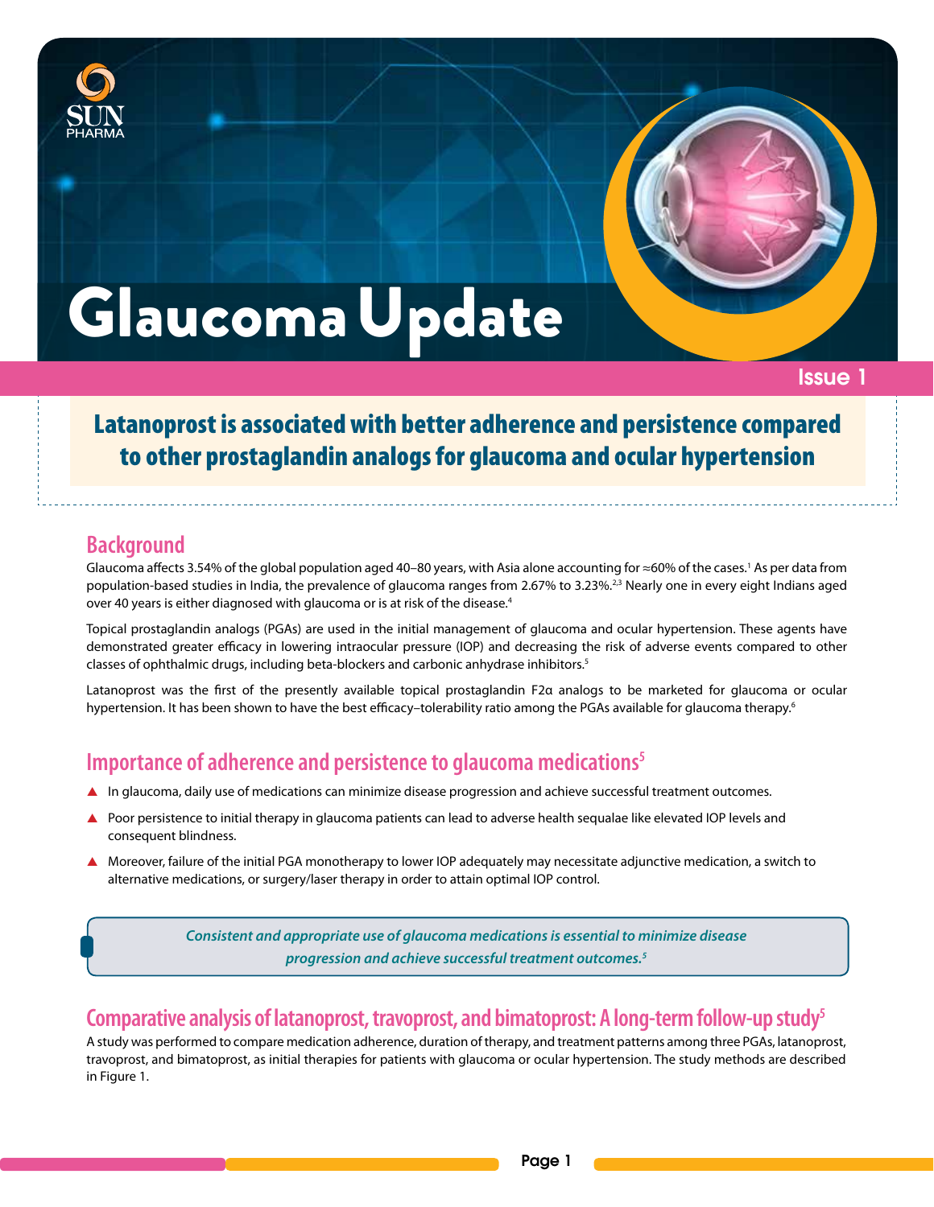# Glaucoma Update

Issue 1

## Latanoprost is associated with better adherence and persistence compared to other prostaglandin analogs for glaucoma and ocular hypertension

### Background

Glaucoma affects 3.54% of the global population aged 40–80 years, with Asia alone accounting for ≈60% of the cases.[1] As per data from population-based studies in India, the prevalence of glaucoma ranges from 2.67% to 3.23%.[2,3] Nearly one in every eight Indians aged over 40 years is either diagnosed with glaucoma or is at risk of the disease.[4]

Topical prostaglandin analogs (PGAs) are used in the initial management of glaucoma and ocular hypertension. These agents have demonstrated greater efficacy in lowering intraocular pressure (IOP) and decreasing the risk of adverse events compared to other classes of ophthalmic drugs, including beta-blockers and carbonic anhydrase inhibitors.[5]

Latanoprost was the first of the presently available topical prostaglandin F2α analogs to be marketed for glaucoma or ocular hypertension. It has been shown to have the best efficacy–tolerability ratio among the PGAs available for glaucoma therapy.[6]

### Importance of adherence and persistence to glaucoma medications[5]

- In glaucoma, daily use of medications can minimize disease progression and achieve successful treatment outcomes.
- Poor persistence to initial therapy in glaucoma patients can lead to adverse health sequalae like elevated IOP levels and consequent blindness.
- Moreover, failure of the initial PGA monotherapy to lower IOP adequately may necessitate adjunctive medication, a switch to alternative medications, or surgery/laser therapy in order to attain optimal IOP control.

> *Consistent and appropriate use of glaucoma medications is essential to minimize disease progression and achieve successful treatment outcomes.[5]*

### Comparative analysis of latanoprost, travoprost, and bimatoprost: A long-term follow-up study[5]

A study was performed to compare medication adherence, duration of therapy, and treatment patterns among three PGAs, latanoprost, travoprost, and bimatoprost, as initial therapies for patients with glaucoma or ocular hypertension. The study methods are described in Figure 1.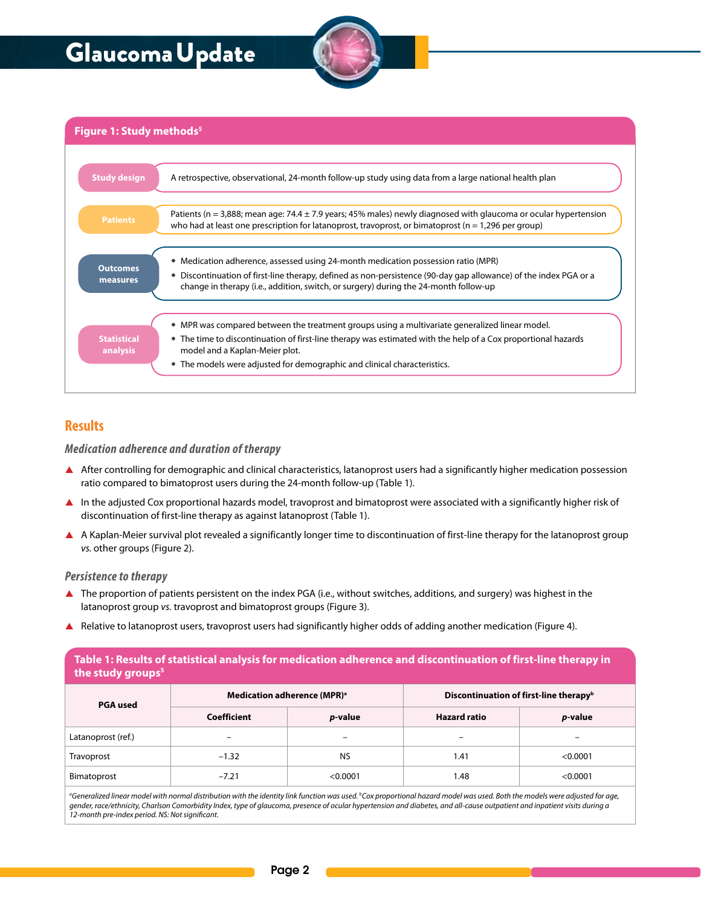### Figure 1: Study methods[5]

**Study design**

A retrospective, observational, 24-month follow-up study using data from a large national health plan

**Patients**

Patients (n = 3,888; mean age: 74.4 ± 7.9 years; 45% males) newly diagnosed with glaucoma or ocular hypertension who had at least one prescription for latanoprost, travoprost, or bimatoprost (n = 1,296 per group)

**Outcomes measures**

- Medication adherence, assessed using 24-month medication possession ratio (MPR)
- Discontinuation of first-line therapy, defined as non-persistence (90-day gap allowance) of the index PGA or a change in therapy (i.e., addition, switch, or surgery) during the 24-month follow-up

**Statistical analysis**

- MPR was compared between the treatment groups using a multivariate generalized linear model.
- The time to discontinuation of first-line therapy was estimated with the help of a Cox proportional hazards model and a Kaplan-Meier plot.
- The models were adjusted for demographic and clinical characteristics.

## Results

### *Medication adherence and duration of therapy*

- After controlling for demographic and clinical characteristics, latanoprost users had a significantly higher medication possession ratio compared to bimatoprost users during the 24-month follow-up (Table 1).
- In the adjusted Cox proportional hazards model, travoprost and bimatoprost were associated with a significantly higher risk of discontinuation of first-line therapy as against latanoprost (Table 1).
- A Kaplan-Meier survival plot revealed a significantly longer time to discontinuation of first-line therapy for the latanoprost group *vs.* other groups (Figure 2).

### *Persistence to therapy*

- The proportion of patients persistent on the index PGA (i.e., without switches, additions, and surgery) was highest in the latanoprost group *vs.* travoprost and bimatoprost groups (Figure 3).
- Relative to latanoprost users, travoprost users had significantly higher odds of adding another medication (Figure 4).

### Table 1: Results of statistical analysis for medication adherence and discontinuation of first-line therapy in the study groups[5]

| PGA used | Medication adherence (MPR)[a] | | Discontinuation of first-line therapy[b] | |
|---|---|---|---|---|
| | Coefficient | *p*-value | Hazard ratio | *p*-value |
| Latanoprost (ref.) | – | – | – | – |
| Travoprost | −1.32 | NS | 1.41 | <0.0001 |
| Bimatoprost | −7.21 | <0.0001 | 1.48 | <0.0001 |

*[a]Generalized linear model with normal distribution with the identity link function was used. [b]Cox proportional hazard model was used. Both the models were adjusted for age, gender, race/ethnicity, Charlson Comorbidity Index, type of glaucoma, presence of ocular hypertension and diabetes, and all-cause outpatient and inpatient visits during a 12-month pre-index period. NS: Not significant.*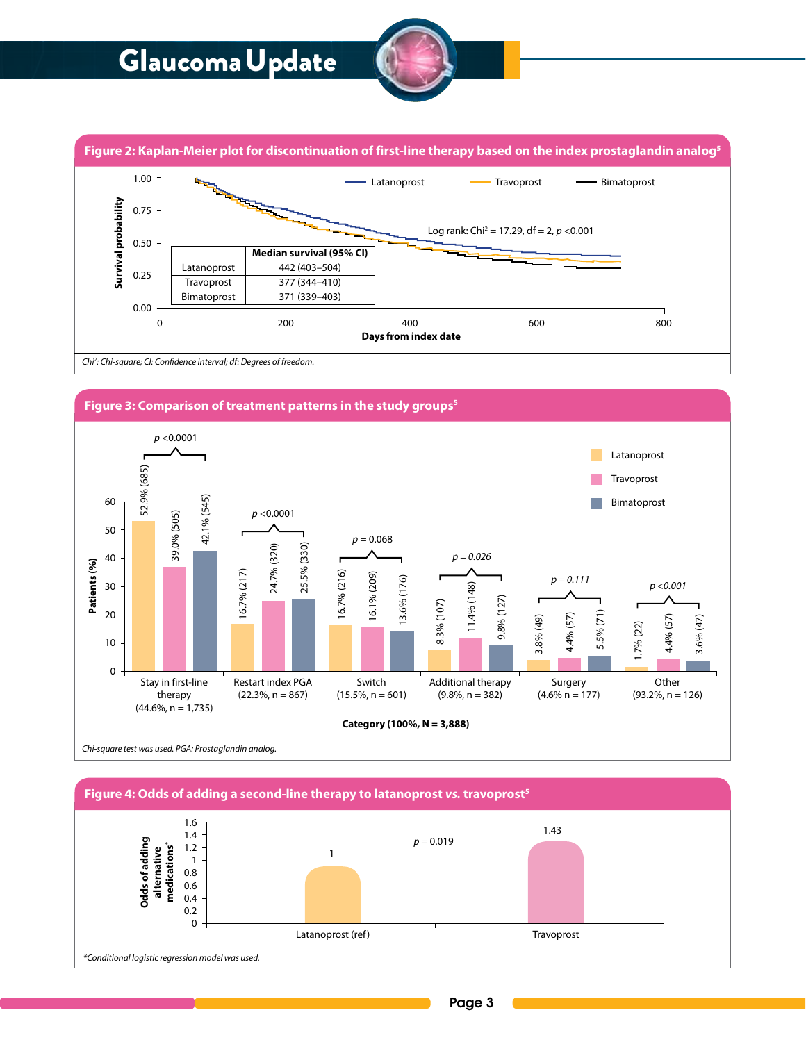## Figure 2: Kaplan-Meier plot for discontinuation of first-line therapy based on the index prostaglandin analog[5]

Log rank: $Chi^2 = 17.29$, df = 2, $p < 0.001$

| | Median survival (95% CI) |
|---|---|
| Latanoprost | 442 (403–504) |
| Travoprost | 377 (344–410) |
| Bimatoprost | 371 (339–403) |

*$Chi^2$: Chi-square; CI: Confidence interval; df: Degrees of freedom.*

## Figure 3: Comparison of treatment patterns in the study groups[5]

| Category (100%, N = 3,888) | Latanoprost | Travoprost | Bimatoprost | p |
|---|---|---|---|---|
| Stay in first-line therapy (44.6%, n = 1,735) | 52.9% (685) | 39.0% (505) | 42.1% (545) | $p < 0.0001$ |
| Restart index PGA (22.3%, n = 867) | 16.7% (217) | 24.7% (320) | 25.5% (330) | $p < 0.0001$ |
| Switch (15.5%, n = 601) | 16.7% (216) | 16.1% (209) | 13.6% (176) | $p = 0.068$ |
| Additional therapy (9.8%, n = 382) | 8.3% (107) | 11.4% (148) | 9.8% (127) | $p = 0.026$ |
| Surgery (4.6% n = 177) | 3.8% (49) | 4.4% (57) | 5.5% (71) | $p = 0.111$ |
| Other (93.2%, n = 126) | 1.7% (22) | 4.4% (57) | 3.6% (47) | $p < 0.001$ |

*Chi-square test was used. PGA: Prostaglandin analog.*

## Figure 4: Odds of adding a second-line therapy to latanoprost *vs.* travoprost[5]

| | Odds of adding alternative medications* |
|---|---|
| Latanoprost (ref) | 1 |
| Travoprost | 1.43 |

$p = 0.019$

*Conditional logistic regression model was used.*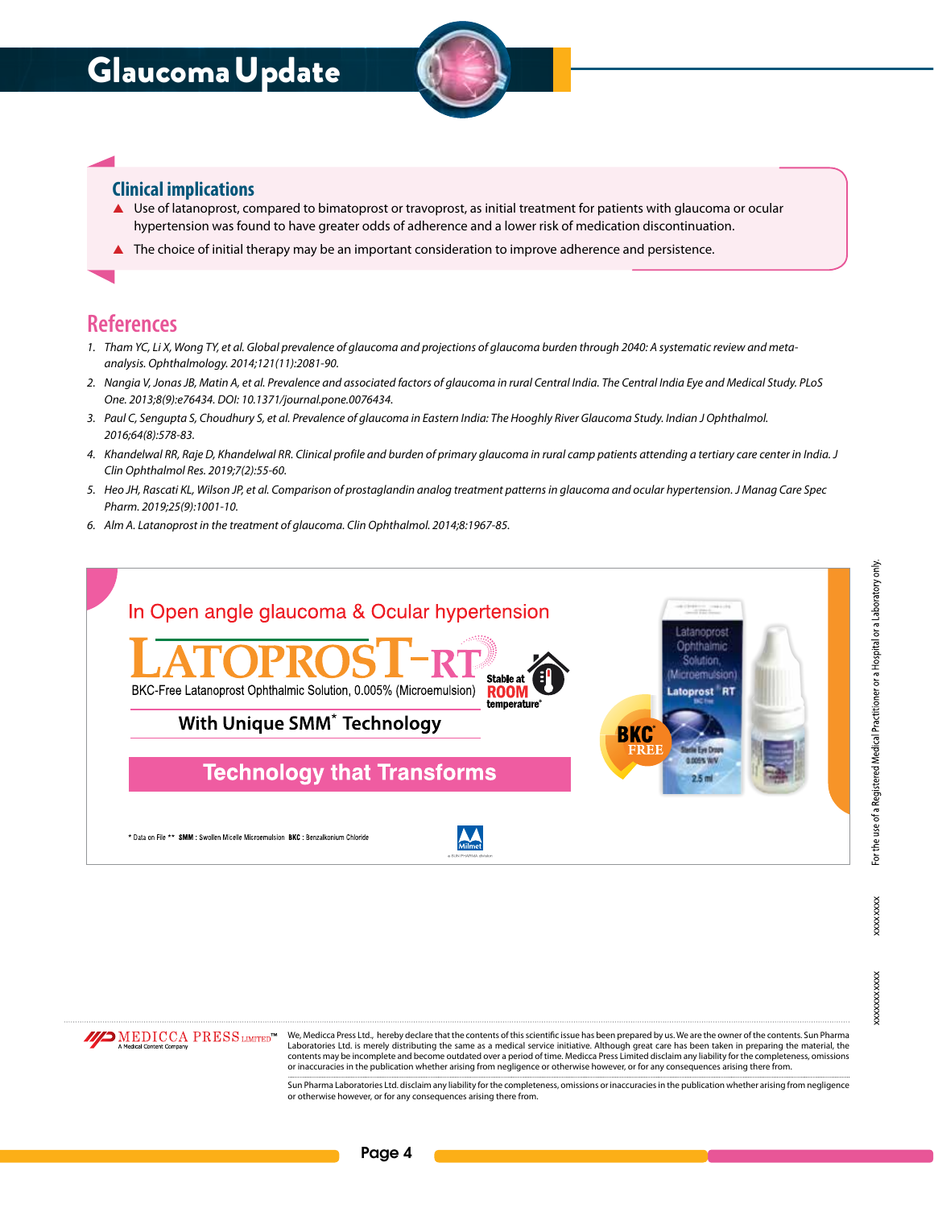## Clinical implications

- Use of latanoprost, compared to bimatoprost or travoprost, as initial treatment for patients with glaucoma or ocular hypertension was found to have greater odds of adherence and a lower risk of medication discontinuation.
- The choice of initial therapy may be an important consideration to improve adherence and persistence.

## References

1. *Tham YC, Li X, Wong TY, et al. Global prevalence of glaucoma and projections of glaucoma burden through 2040: A systematic review and meta-analysis. Ophthalmology. 2014;121(11):2081-90.*
2. *Nangia V, Jonas JB, Matin A, et al. Prevalence and associated factors of glaucoma in rural Central India. The Central India Eye and Medical Study. PLoS One. 2013;8(9):e76434. DOI: 10.1371/journal.pone.0076434.*
3. *Paul C, Sengupta S, Choudhury S, et al. Prevalence of glaucoma in Eastern India: The Hooghly River Glaucoma Study. Indian J Ophthalmol. 2016;64(8):578-83.*
4. *Khandelwal RR, Raje D, Khandelwal RR. Clinical profile and burden of primary glaucoma in rural camp patients attending a tertiary care center in India. J Clin Ophthalmol Res. 2019;7(2):55-60.*
5. *Heo JH, Rascati KL, Wilson JP, et al. Comparison of prostaglandin analog treatment patterns in glaucoma and ocular hypertension. J Manag Care Spec Pharm. 2019;25(9):1001-10.*
6. *Alm A. Latanoprost in the treatment of glaucoma. Clin Ophthalmol. 2014;8:1967-85.*

In Open angle glaucoma & Ocular hypertension

**LATOPROST-RT**

BKC-Free Latanoprost Ophthalmic Solution, 0.005% (Microemulsion)

Stable at ROOM temperature*

With Unique SMM* Technology

**Technology that Transforms**

BKC* FREE

\* Data on File ** SMM : Swollen Micelle Microemulsion BKC : Benzalkonium Chloride

For the use of a Registered Medical Practitioner or a Hospital or a Laboratory only.

MEDICCA PRESS LIMITED™ A Medical Content Company

We, Medicca Press Ltd., hereby declare that the contents of this scientific issue has been prepared by us. We are the owner of the contents. Sun Pharma Laboratories Ltd. is merely distributing the same as a medical service initiative. Although great care has been taken in preparing the material, the contents may be incomplete and become outdated over a period of time. Medicca Press Limited disclaim any liability for the completeness, omissions or inaccuracies in the publication whether arising from negligence or otherwise however, or for any consequences arising there from.

Sun Pharma Laboratories Ltd. disclaim any liability for the completeness, omissions or inaccuracies in the publication whether arising from negligence or otherwise however, or for any consequences arising there from.